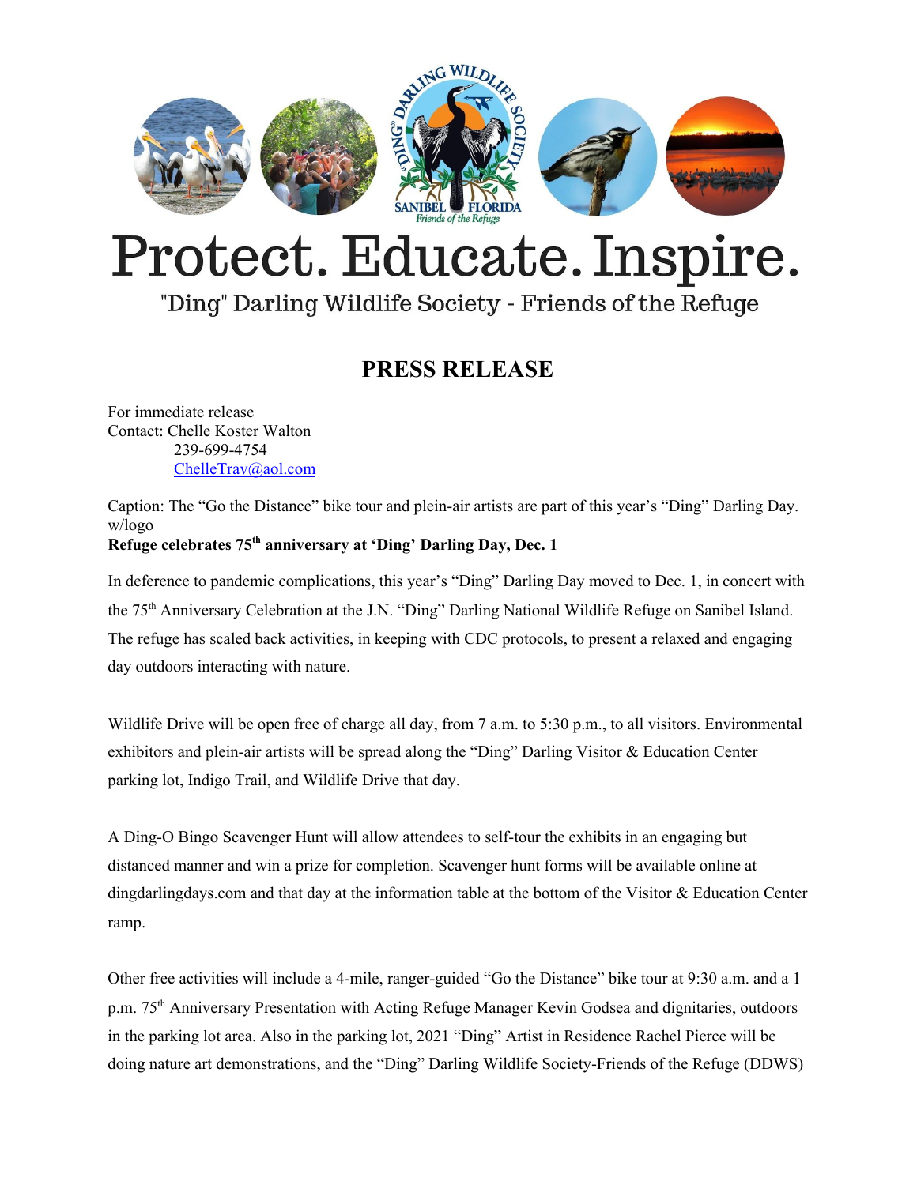# Protect. Educate. Inspire.

"Ding" Darling Wildlife Society - Friends of the Refuge

## PRESS RELEASE

For immediate release
Contact: Chelle Koster Walton
239-699-4754
ChelleTrav@aol.com

Caption: The "Go the Distance" bike tour and plein-air artists are part of this year's "Ding" Darling Day. w/logo

**Refuge celebrates 75th anniversary at 'Ding' Darling Day, Dec. 1**

In deference to pandemic complications, this year's "Ding" Darling Day moved to Dec. 1, in concert with the 75th Anniversary Celebration at the J.N. "Ding" Darling National Wildlife Refuge on Sanibel Island. The refuge has scaled back activities, in keeping with CDC protocols, to present a relaxed and engaging day outdoors interacting with nature.

Wildlife Drive will be open free of charge all day, from 7 a.m. to 5:30 p.m., to all visitors. Environmental exhibitors and plein-air artists will be spread along the "Ding" Darling Visitor & Education Center parking lot, Indigo Trail, and Wildlife Drive that day.

A Ding-O Bingo Scavenger Hunt will allow attendees to self-tour the exhibits in an engaging but distanced manner and win a prize for completion. Scavenger hunt forms will be available online at dingdarlingdays.com and that day at the information table at the bottom of the Visitor & Education Center ramp.

Other free activities will include a 4-mile, ranger-guided "Go the Distance" bike tour at 9:30 a.m. and a 1 p.m. 75th Anniversary Presentation with Acting Refuge Manager Kevin Godsea and dignitaries, outdoors in the parking lot area. Also in the parking lot, 2021 "Ding" Artist in Residence Rachel Pierce will be doing nature art demonstrations, and the "Ding" Darling Wildlife Society-Friends of the Refuge (DDWS)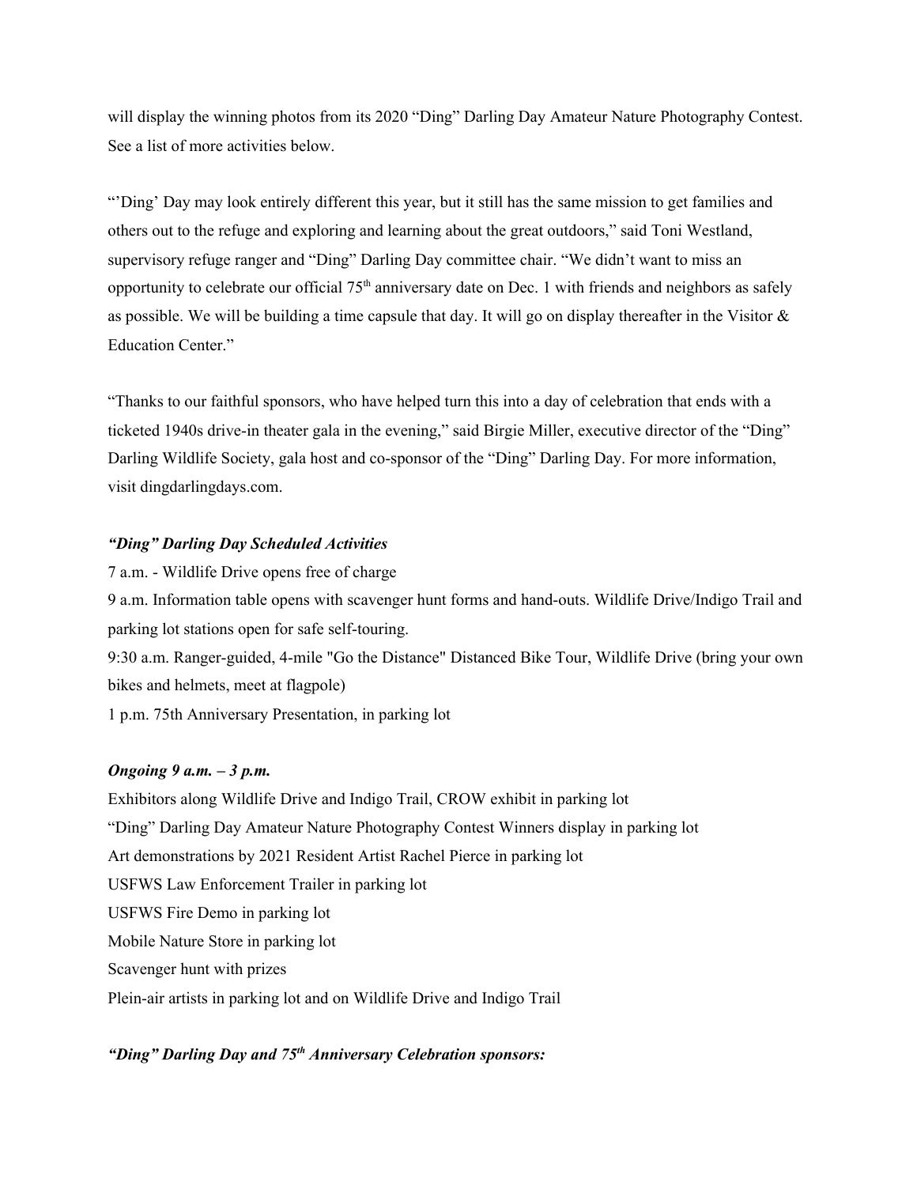will display the winning photos from its 2020 "Ding" Darling Day Amateur Nature Photography Contest. See a list of more activities below.

"'Ding' Day may look entirely different this year, but it still has the same mission to get families and others out to the refuge and exploring and learning about the great outdoors," said Toni Westland, supervisory refuge ranger and "Ding" Darling Day committee chair. "We didn't want to miss an opportunity to celebrate our official 75th anniversary date on Dec. 1 with friends and neighbors as safely as possible. We will be building a time capsule that day. It will go on display thereafter in the Visitor & Education Center."

"Thanks to our faithful sponsors, who have helped turn this into a day of celebration that ends with a ticketed 1940s drive-in theater gala in the evening," said Birgie Miller, executive director of the "Ding" Darling Wildlife Society, gala host and co-sponsor of the "Ding" Darling Day. For more information, visit dingdarlingdays.com.

***"Ding" Darling Day Scheduled Activities***

7 a.m. - Wildlife Drive opens free of charge

9 a.m. Information table opens with scavenger hunt forms and hand-outs. Wildlife Drive/Indigo Trail and parking lot stations open for safe self-touring.

9:30 a.m. Ranger-guided, 4-mile "Go the Distance" Distanced Bike Tour, Wildlife Drive (bring your own bikes and helmets, meet at flagpole)

1 p.m. 75th Anniversary Presentation, in parking lot

***Ongoing 9 a.m. – 3 p.m.***

Exhibitors along Wildlife Drive and Indigo Trail, CROW exhibit in parking lot

"Ding" Darling Day Amateur Nature Photography Contest Winners display in parking lot

Art demonstrations by 2021 Resident Artist Rachel Pierce in parking lot

USFWS Law Enforcement Trailer in parking lot

USFWS Fire Demo in parking lot

Mobile Nature Store in parking lot

Scavenger hunt with prizes

Plein-air artists in parking lot and on Wildlife Drive and Indigo Trail

***"Ding" Darling Day and 75th Anniversary Celebration sponsors:***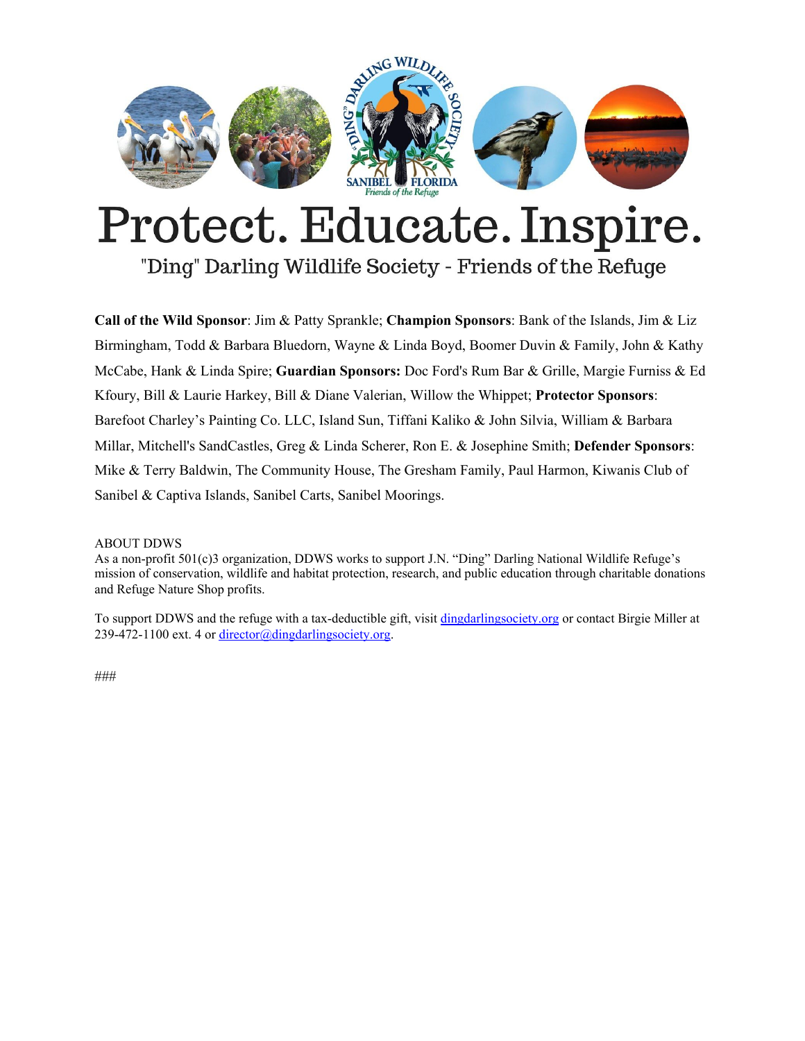# Protect. Educate. Inspire.

## "Ding" Darling Wildlife Society - Friends of the Refuge

**Call of the Wild Sponsor**: Jim & Patty Sprankle; **Champion Sponsors**: Bank of the Islands, Jim & Liz Birmingham, Todd & Barbara Bluedorn, Wayne & Linda Boyd, Boomer Duvin & Family, John & Kathy McCabe, Hank & Linda Spire; **Guardian Sponsors:** Doc Ford's Rum Bar & Grille, Margie Furniss & Ed Kfoury, Bill & Laurie Harkey, Bill & Diane Valerian, Willow the Whippet; **Protector Sponsors**: Barefoot Charley's Painting Co. LLC, Island Sun, Tiffani Kaliko & John Silvia, William & Barbara Millar, Mitchell's SandCastles, Greg & Linda Scherer, Ron E. & Josephine Smith; **Defender Sponsors**: Mike & Terry Baldwin, The Community House, The Gresham Family, Paul Harmon, Kiwanis Club of Sanibel & Captiva Islands, Sanibel Carts, Sanibel Moorings.

ABOUT DDWS

As a non-profit 501(c)3 organization, DDWS works to support J.N. "Ding" Darling National Wildlife Refuge's mission of conservation, wildlife and habitat protection, research, and public education through charitable donations and Refuge Nature Shop profits.

To support DDWS and the refuge with a tax-deductible gift, visit dingdarlingsociety.org or contact Birgie Miller at 239-472-1100 ext. 4 or director@dingdarlingsociety.org.

###